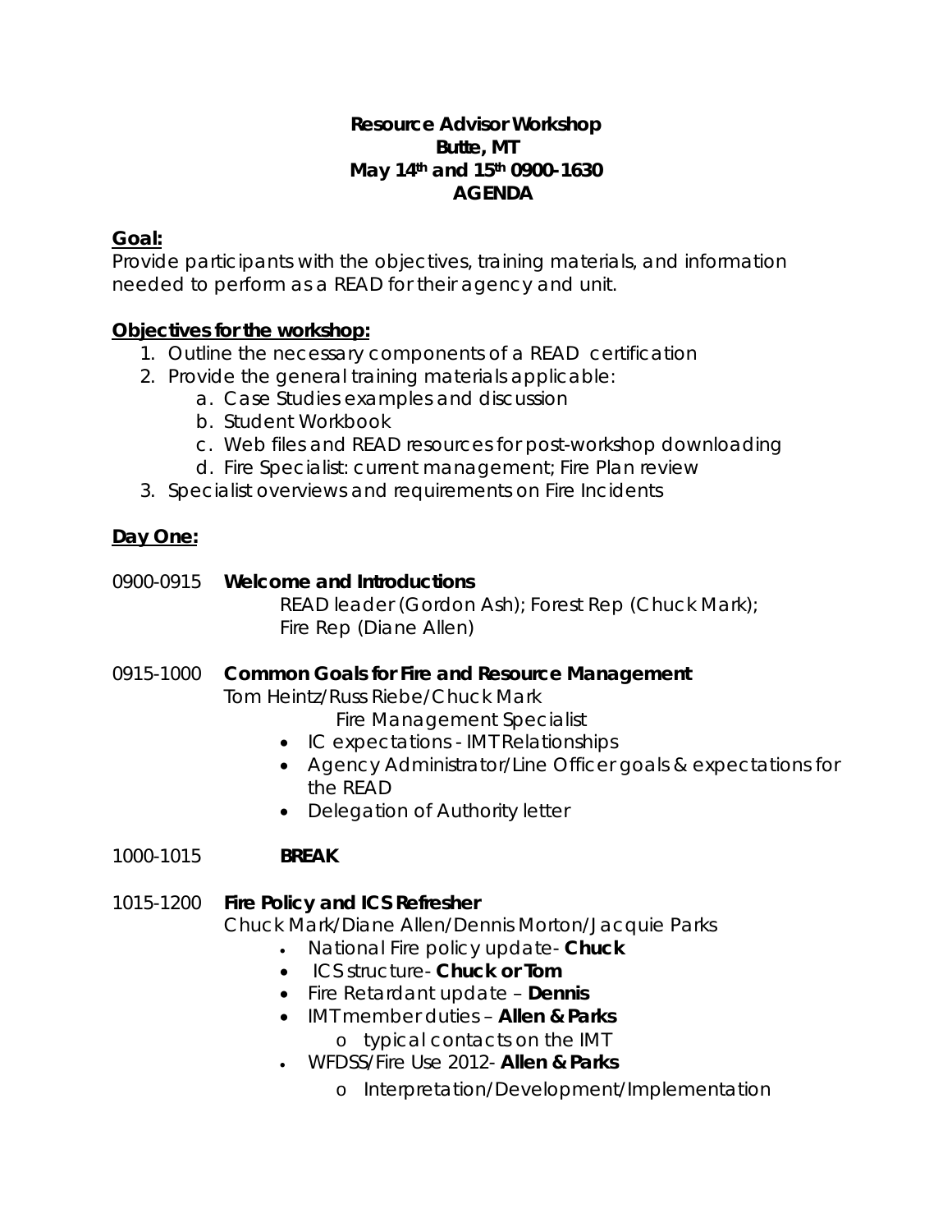**Resource Advisor Workshop**
**Butte, MT**
**May 14th and 15th 0900-1630**
**AGENDA**

**Goal:**

Provide participants with the objectives, training materials, and information needed to perform as a READ for their agency and unit.

**Objectives for the workshop:**

1. Outline the necessary components of a READ certification
2. Provide the general training materials applicable:
   a. Case Studies examples and discussion
   b. Student Workbook
   c. Web files and READ resources for post-workshop downloading
   d. Fire Specialist: current management; Fire Plan review
3. Specialist overviews and requirements on Fire Incidents

**Day One:**

0900-0915 **Welcome and Introductions**
READ leader (Gordon Ash); Forest Rep (Chuck Mark); Fire Rep (Diane Allen)

0915-1000 **Common Goals for Fire and Resource Management**
Tom Heintz/Russ Riebe/Chuck Mark
Fire Management Specialist

- IC expectations - IMT Relationships
- Agency Administrator/Line Officer goals & expectations for the READ
- Delegation of Authority letter

1000-1015 **BREAK**

1015-1200 **Fire Policy and ICS Refresher**
Chuck Mark/Diane Allen/Dennis Morton/Jacquie Parks

- National Fire policy update- **Chuck**
- ICS structure- **Chuck or Tom**
- Fire Retardant update – **Dennis**
- IMT member duties – **Allen & Parks**
  - typical contacts on the IMT
- WFDSS/Fire Use 2012- **Allen & Parks**
  - Interpretation/Development/Implementation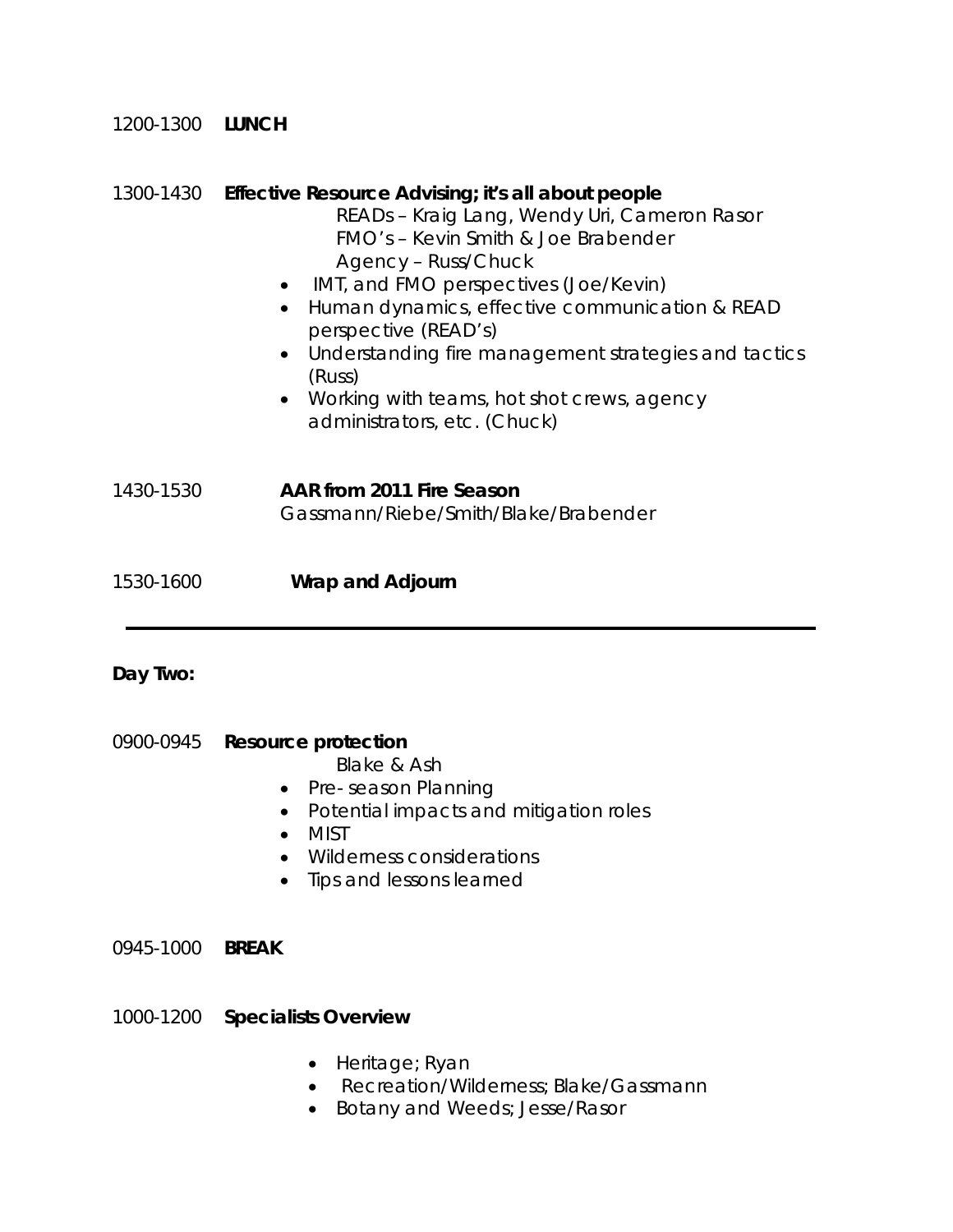1200-1300 **LUNCH**

1300-1430 **Effective Resource Advising; it's all about people**

READs – Kraig Lang, Wendy Uri, Cameron Rasor
FMO's – Kevin Smith & Joe Brabender
Agency – Russ/Chuck

- IMT, and FMO perspectives (Joe/Kevin)
- Human dynamics, effective communication & READ perspective (READ's)
- Understanding fire management strategies and tactics (Russ)
- Working with teams, hot shot crews, agency administrators, etc. (Chuck)

1430-1530 **AAR from 2011 Fire Season**

Gassmann/Riebe/Smith/Blake/Brabender

1530-1600 **Wrap and Adjourn**

---

**Day Two:**

0900-0945 **Resource protection**

Blake & Ash

- Pre- season Planning
- Potential impacts and mitigation roles
- MIST
- Wilderness considerations
- Tips and lessons learned

0945-1000 **BREAK**

1000-1200 **Specialists Overview**

- Heritage; Ryan
- Recreation/Wilderness; Blake/Gassmann
- Botany and Weeds; Jesse/Rasor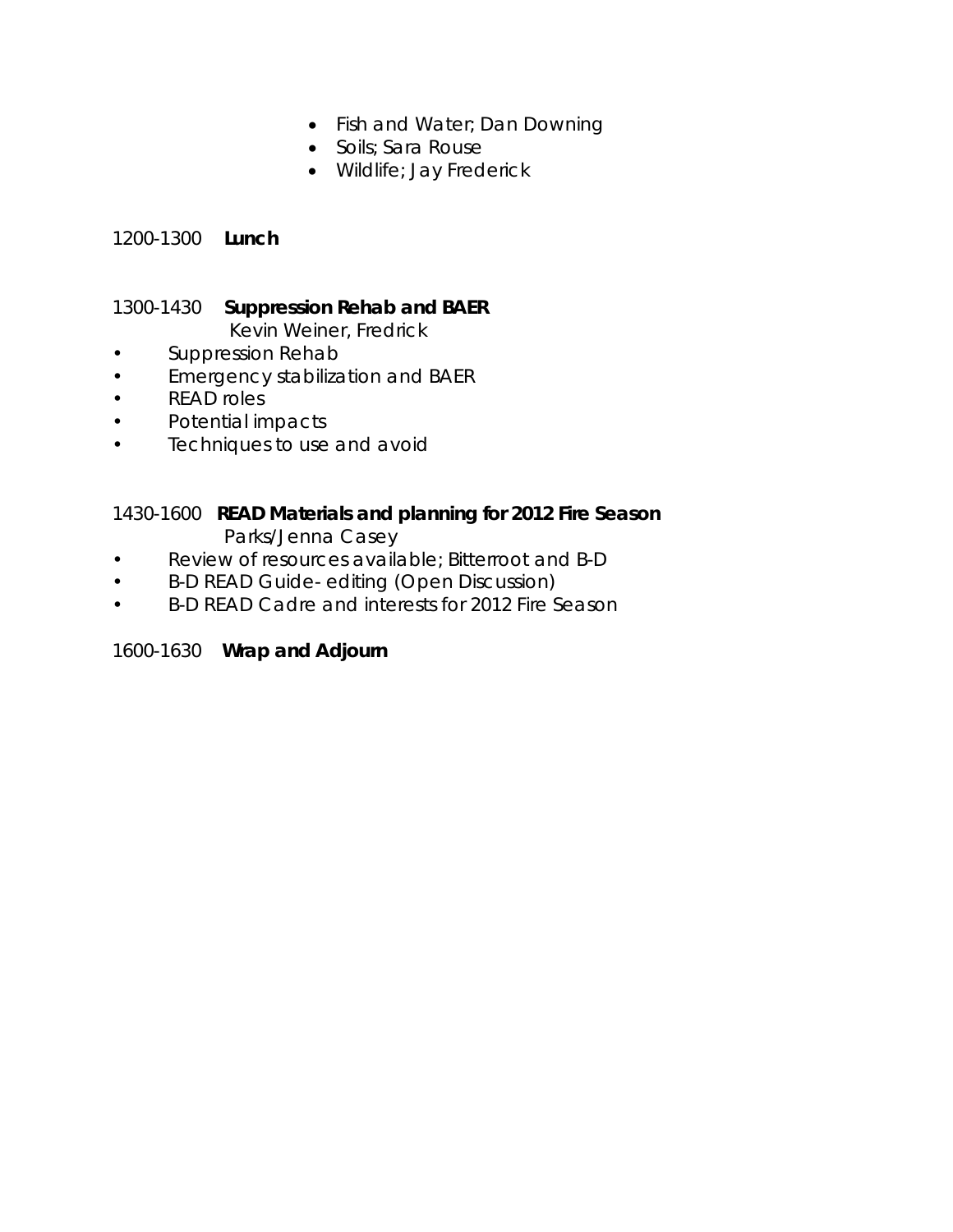- Fish and Water; Dan Downing
- Soils; Sara Rouse
- Wildlife; Jay Frederick

1200-1300 **Lunch**

1300-1430 **Suppression Rehab and BAER**

Kevin Weiner, Fredrick

- Suppression Rehab
- Emergency stabilization and BAER
- READ roles
- Potential impacts
- Techniques to use and avoid

1430-1600 **READ Materials and planning for 2012 Fire Season**

Parks/Jenna Casey

- Review of resources available; Bitterroot and B-D
- B-D READ Guide- editing (Open Discussion)
- B-D READ Cadre and interests for 2012 Fire Season

1600-1630 **Wrap and Adjourn**